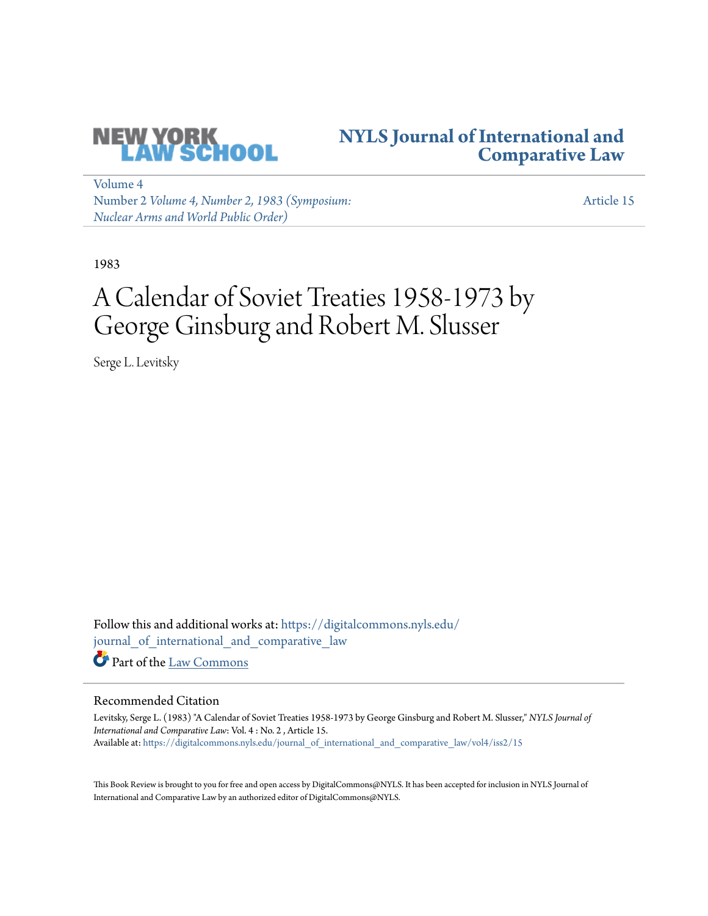NEW YORK LAW SCHOOL

**NYLS Journal of International and Comparative Law**

Volume 4
Number 2 *Volume 4, Number 2, 1983 (Symposium: Nuclear Arms and World Public Order)*

Article 15

1983

# A Calendar of Soviet Treaties 1958-1973 by George Ginsburg and Robert M. Slusser

Serge L. Levitsky

Follow this and additional works at: https://digitalcommons.nyls.edu/journal_of_international_and_comparative_law

Part of the Law Commons

## Recommended Citation

Levitsky, Serge L. (1983) "A Calendar of Soviet Treaties 1958-1973 by George Ginsburg and Robert M. Slusser," *NYLS Journal of International and Comparative Law*: Vol. 4 : No. 2 , Article 15.
Available at: https://digitalcommons.nyls.edu/journal_of_international_and_comparative_law/vol4/iss2/15

This Book Review is brought to you for free and open access by DigitalCommons@NYLS. It has been accepted for inclusion in NYLS Journal of International and Comparative Law by an authorized editor of DigitalCommons@NYLS.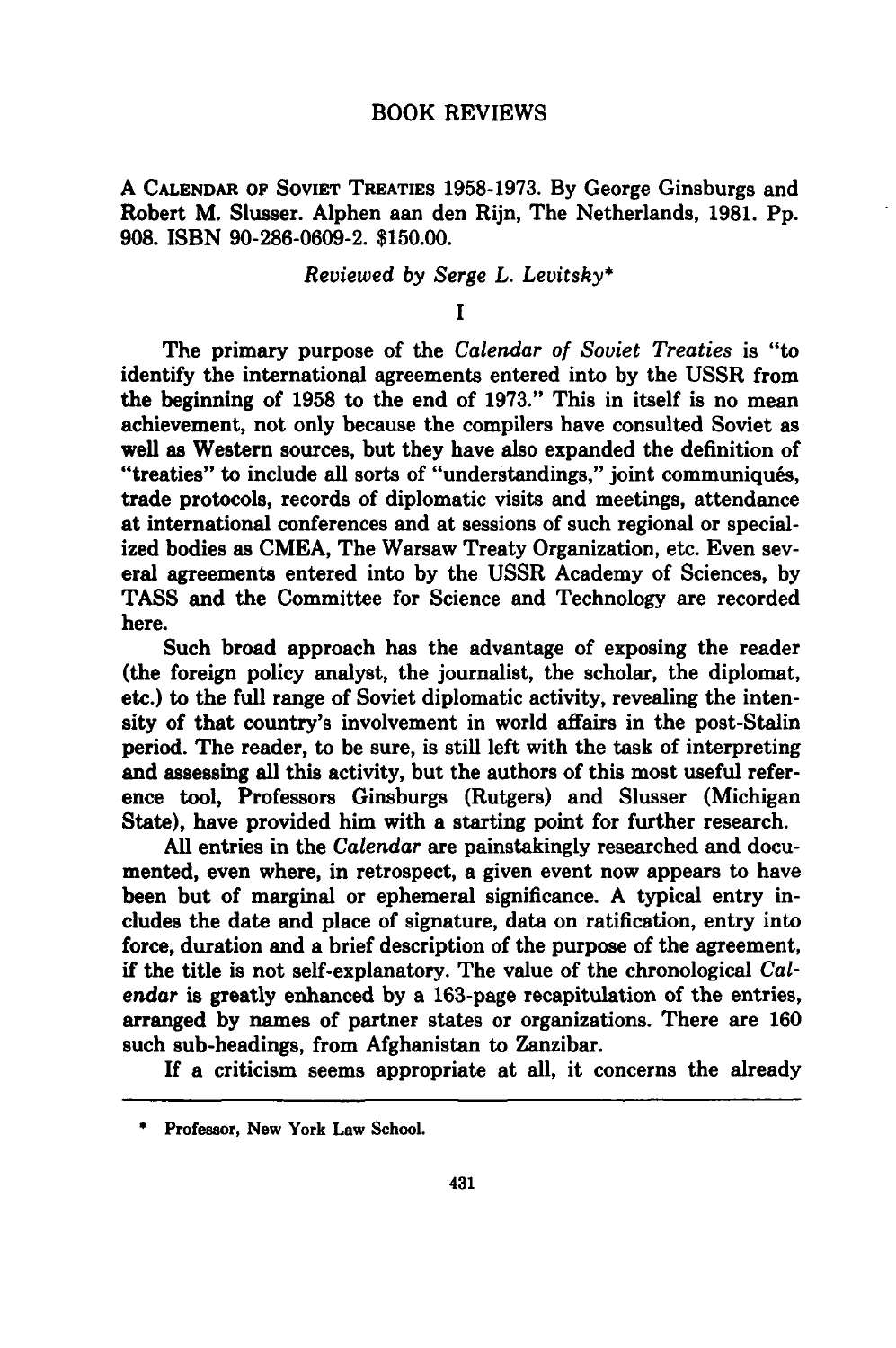# BOOK REVIEWS

A CALENDAR OF SOVIET TREATIES 1958-1973. By George Ginsburgs and Robert M. Slusser. Alphen aan den Rijn, The Netherlands, 1981. Pp. 908. ISBN 90-286-0609-2. $150.00.

*Reviewed by Serge L. Levitsky**

## I

The primary purpose of the *Calendar of Soviet Treaties* is "to identify the international agreements entered into by the USSR from the beginning of 1958 to the end of 1973." This in itself is no mean achievement, not only because the compilers have consulted Soviet as well as Western sources, but they have also expanded the definition of "treaties" to include all sorts of "understandings," joint communiqués, trade protocols, records of diplomatic visits and meetings, attendance at international conferences and at sessions of such regional or specialized bodies as CMEA, The Warsaw Treaty Organization, etc. Even several agreements entered into by the USSR Academy of Sciences, by TASS and the Committee for Science and Technology are recorded here.

Such broad approach has the advantage of exposing the reader (the foreign policy analyst, the journalist, the scholar, the diplomat, etc.) to the full range of Soviet diplomatic activity, revealing the intensity of that country's involvement in world affairs in the post-Stalin period. The reader, to be sure, is still left with the task of interpreting and assessing all this activity, but the authors of this most useful reference tool, Professors Ginsburgs (Rutgers) and Slusser (Michigan State), have provided him with a starting point for further research.

All entries in the *Calendar* are painstakingly researched and documented, even where, in retrospect, a given event now appears to have been but of marginal or ephemeral significance. A typical entry includes the date and place of signature, data on ratification, entry into force, duration and a brief description of the purpose of the agreement, if the title is not self-explanatory. The value of the chronological *Calendar* is greatly enhanced by a 163-page recapitulation of the entries, arranged by names of partner states or organizations. There are 160 such sub-headings, from Afghanistan to Zanzibar.

If a criticism seems appropriate at all, it concerns the already

\* Professor, New York Law School.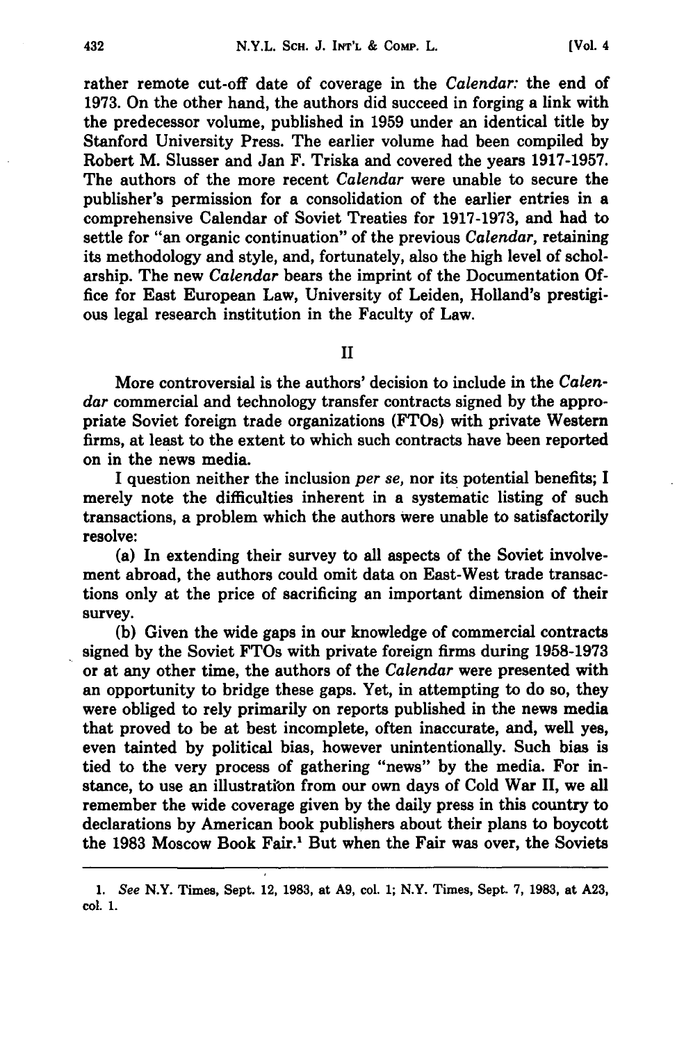rather remote cut-off date of coverage in the *Calendar:* the end of 1973. On the other hand, the authors did succeed in forging a link with the predecessor volume, published in 1959 under an identical title by Stanford University Press. The earlier volume had been compiled by Robert M. Slusser and Jan F. Triska and covered the years 1917-1957. The authors of the more recent *Calendar* were unable to secure the publisher's permission for a consolidation of the earlier entries in a comprehensive Calendar of Soviet Treaties for 1917-1973, and had to settle for "an organic continuation" of the previous *Calendar*, retaining its methodology and style, and, fortunately, also the high level of scholarship. The new *Calendar* bears the imprint of the Documentation Office for East European Law, University of Leiden, Holland's prestigious legal research institution in the Faculty of Law.

## II

More controversial is the authors' decision to include in the *Calendar* commercial and technology transfer contracts signed by the appropriate Soviet foreign trade organizations (FTOs) with private Western firms, at least to the extent to which such contracts have been reported on in the news media.

I question neither the inclusion *per se*, nor its potential benefits; I merely note the difficulties inherent in a systematic listing of such transactions, a problem which the authors were unable to satisfactorily resolve:

(a) In extending their survey to all aspects of the Soviet involvement abroad, the authors could omit data on East-West trade transactions only at the price of sacrificing an important dimension of their survey.

(b) Given the wide gaps in our knowledge of commercial contracts signed by the Soviet FTOs with private foreign firms during 1958-1973 or at any other time, the authors of the *Calendar* were presented with an opportunity to bridge these gaps. Yet, in attempting to do so, they were obliged to rely primarily on reports published in the news media that proved to be at best incomplete, often inaccurate, and, well yes, even tainted by political bias, however unintentionally. Such bias is tied to the very process of gathering "news" by the media. For instance, to use an illustration from our own days of Cold War II, we all remember the wide coverage given by the daily press in this country to declarations by American book publishers about their plans to boycott the 1983 Moscow Book Fair.[1] But when the Fair was over, the Soviets

---

1. *See* N.Y. Times, Sept. 12, 1983, at A9, col. 1; N.Y. Times, Sept. 7, 1983, at A23, col. 1.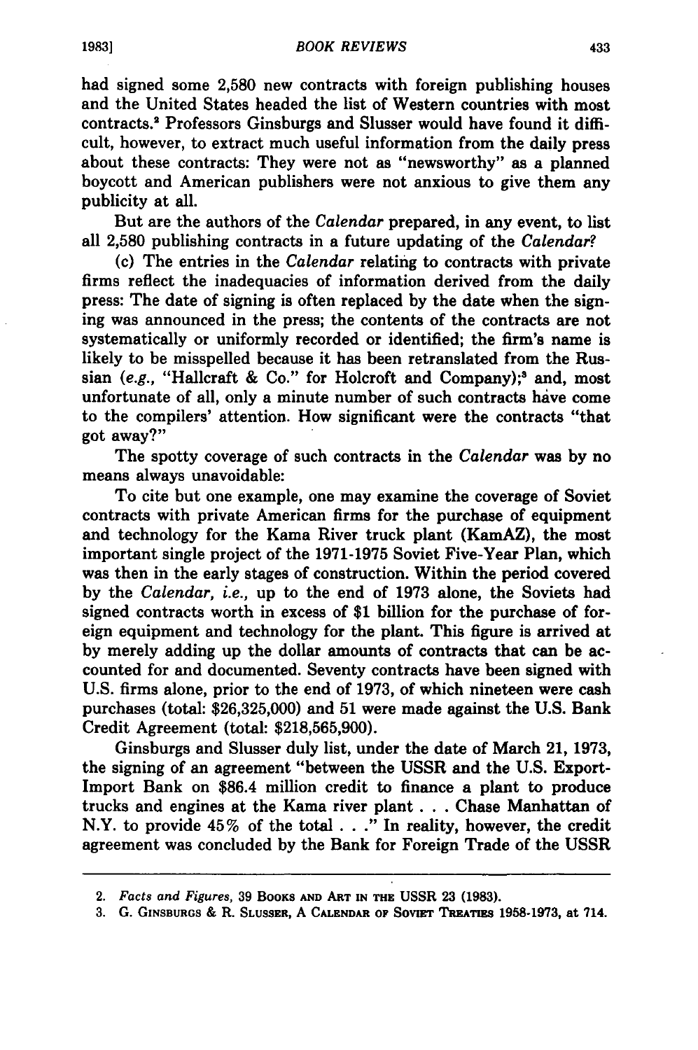had signed some 2,580 new contracts with foreign publishing houses and the United States headed the list of Western countries with most contracts.[2] Professors Ginsburgs and Slusser would have found it difficult, however, to extract much useful information from the daily press about these contracts: They were not as "newsworthy" as a planned boycott and American publishers were not anxious to give them any publicity at all.

But are the authors of the *Calendar* prepared, in any event, to list all 2,580 publishing contracts in a future updating of the *Calendar*?

(c) The entries in the *Calendar* relating to contracts with private firms reflect the inadequacies of information derived from the daily press: The date of signing is often replaced by the date when the signing was announced in the press; the contents of the contracts are not systematically or uniformly recorded or identified; the firm's name is likely to be misspelled because it has been retranslated from the Russian (*e.g.*, "Hallcraft & Co." for Holcroft and Company);[3] and, most unfortunate of all, only a minute number of such contracts have come to the compilers' attention. How significant were the contracts "that got away?"

The spotty coverage of such contracts in the *Calendar* was by no means always unavoidable:

To cite but one example, one may examine the coverage of Soviet contracts with private American firms for the purchase of equipment and technology for the Kama River truck plant (KamAZ), the most important single project of the 1971-1975 Soviet Five-Year Plan, which was then in the early stages of construction. Within the period covered by the *Calendar*, *i.e.*, up to the end of 1973 alone, the Soviets had signed contracts worth in excess of $1 billion for the purchase of foreign equipment and technology for the plant. This figure is arrived at by merely adding up the dollar amounts of contracts that can be accounted for and documented. Seventy contracts have been signed with U.S. firms alone, prior to the end of 1973, of which nineteen were cash purchases (total: $26,325,000) and 51 were made against the U.S. Bank Credit Agreement (total: $218,565,900).

Ginsburgs and Slusser duly list, under the date of March 21, 1973, the signing of an agreement "between the USSR and the U.S. Export-Import Bank on $86.4 million credit to finance a plant to produce trucks and engines at the Kama river plant . . . Chase Manhattan of N.Y. to provide 45% of the total . . ." In reality, however, the credit agreement was concluded by the Bank for Foreign Trade of the USSR

---

2. *Facts and Figures*, 39 BOOKS AND ART IN THE USSR 23 (1983).

3. G. GINSBURGS & R. SLUSSER, A CALENDAR OF SOVIET TREATIES 1958-1973, at 714.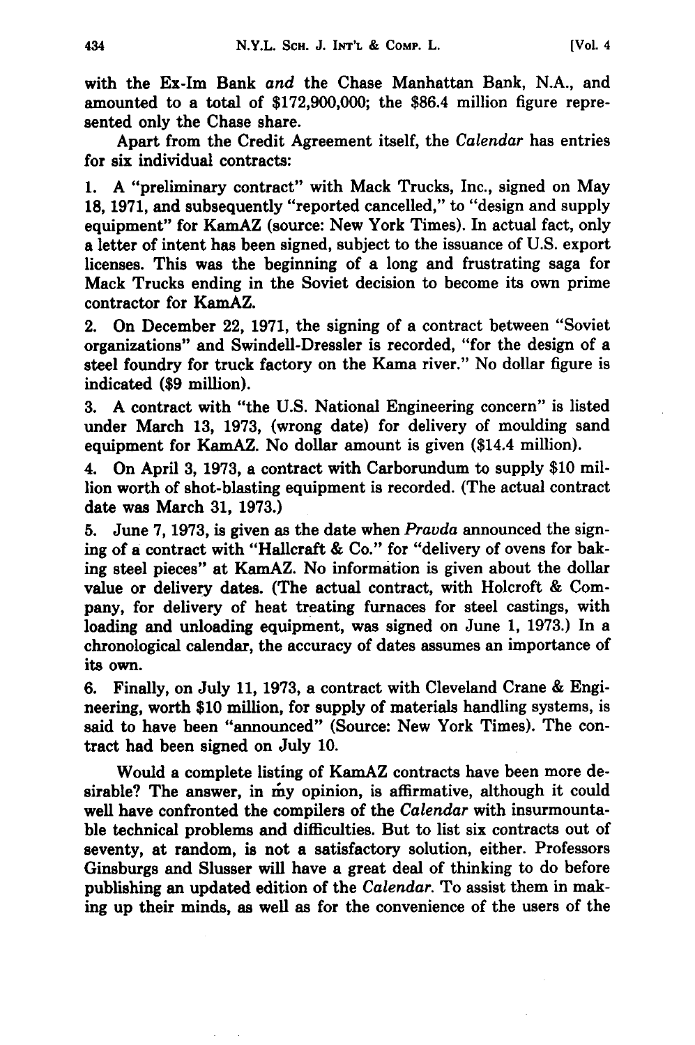with the Ex-Im Bank *and* the Chase Manhattan Bank, N.A., and amounted to a total of $172,900,000; the $86.4 million figure represented only the Chase share.

Apart from the Credit Agreement itself, the *Calendar* has entries for six individual contracts:

1. A "preliminary contract" with Mack Trucks, Inc., signed on May 18, 1971, and subsequently "reported cancelled," to "design and supply equipment" for KamAZ (source: New York Times). In actual fact, only a letter of intent has been signed, subject to the issuance of U.S. export licenses. This was the beginning of a long and frustrating saga for Mack Trucks ending in the Soviet decision to become its own prime contractor for KamAZ.

2. On December 22, 1971, the signing of a contract between "Soviet organizations" and Swindell-Dressler is recorded, "for the design of a steel foundry for truck factory on the Kama river." No dollar figure is indicated ($9 million).

3. A contract with "the U.S. National Engineering concern" is listed under March 13, 1973, (wrong date) for delivery of moulding sand equipment for KamAZ. No dollar amount is given ($14.4 million).

4. On April 3, 1973, a contract with Carborundum to supply $10 million worth of shot-blasting equipment is recorded. (The actual contract date was March 31, 1973.)

5. June 7, 1973, is given as the date when *Pravda* announced the signing of a contract with "Hallcraft & Co." for "delivery of ovens for baking steel pieces" at KamAZ. No information is given about the dollar value or delivery dates. (The actual contract, with Holcroft & Company, for delivery of heat treating furnaces for steel castings, with loading and unloading equipment, was signed on June 1, 1973.) In a chronological calendar, the accuracy of dates assumes an importance of its own.

6. Finally, on July 11, 1973, a contract with Cleveland Crane & Engineering, worth $10 million, for supply of materials handling systems, is said to have been "announced" (Source: New York Times). The contract had been signed on July 10.

Would a complete listing of KamAZ contracts have been more desirable? The answer, in my opinion, is affirmative, although it could well have confronted the compilers of the *Calendar* with insurmountable technical problems and difficulties. But to list six contracts out of seventy, at random, is not a satisfactory solution, either. Professors Ginsburgs and Slusser will have a great deal of thinking to do before publishing an updated edition of the *Calendar*. To assist them in making up their minds, as well as for the convenience of the users of the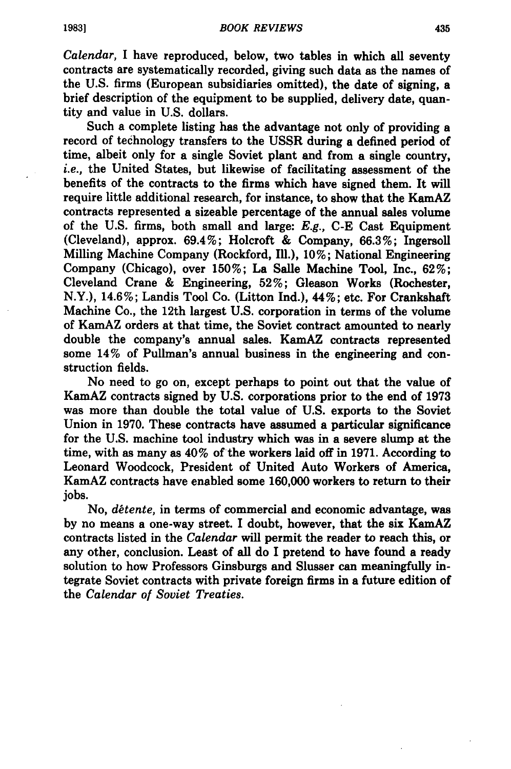*Calendar*, I have reproduced, below, two tables in which all seventy contracts are systematically recorded, giving such data as the names of the U.S. firms (European subsidiaries omitted), the date of signing, a brief description of the equipment to be supplied, delivery date, quantity and value in U.S. dollars.

Such a complete listing has the advantage not only of providing a record of technology transfers to the USSR during a defined period of time, albeit only for a single Soviet plant and from a single country, *i.e.*, the United States, but likewise of facilitating assessment of the benefits of the contracts to the firms which have signed them. It will require little additional research, for instance, to show that the KamAZ contracts represented a sizeable percentage of the annual sales volume of the U.S. firms, both small and large: *E.g.*, C-E Cast Equipment (Cleveland), approx. 69.4%; Holcroft & Company, 66.3%; Ingersoll Milling Machine Company (Rockford, Ill.), 10%; National Engineering Company (Chicago), over 150%; La Salle Machine Tool, Inc., 62%; Cleveland Crane & Engineering, 52%; Gleason Works (Rochester, N.Y.), 14.6%; Landis Tool Co. (Litton Ind.), 44%; etc. For Crankshaft Machine Co., the 12th largest U.S. corporation in terms of the volume of KamAZ orders at that time, the Soviet contract amounted to nearly double the company's annual sales. KamAZ contracts represented some 14% of Pullman's annual business in the engineering and construction fields.

No need to go on, except perhaps to point out that the value of KamAZ contracts signed by U.S. corporations prior to the end of 1973 was more than double the total value of U.S. exports to the Soviet Union in 1970. These contracts have assumed a particular significance for the U.S. machine tool industry which was in a severe slump at the time, with as many as 40% of the workers laid off in 1971. According to Leonard Woodcock, President of United Auto Workers of America, KamAZ contracts have enabled some 160,000 workers to return to their jobs.

No, *détente*, in terms of commercial and economic advantage, was by no means a one-way street. I doubt, however, that the six KamAZ contracts listed in the *Calendar* will permit the reader to reach this, or any other, conclusion. Least of all do I pretend to have found a ready solution to how Professors Ginsburgs and Slusser can meaningfully integrate Soviet contracts with private foreign firms in a future edition of the *Calendar of Soviet Treaties*.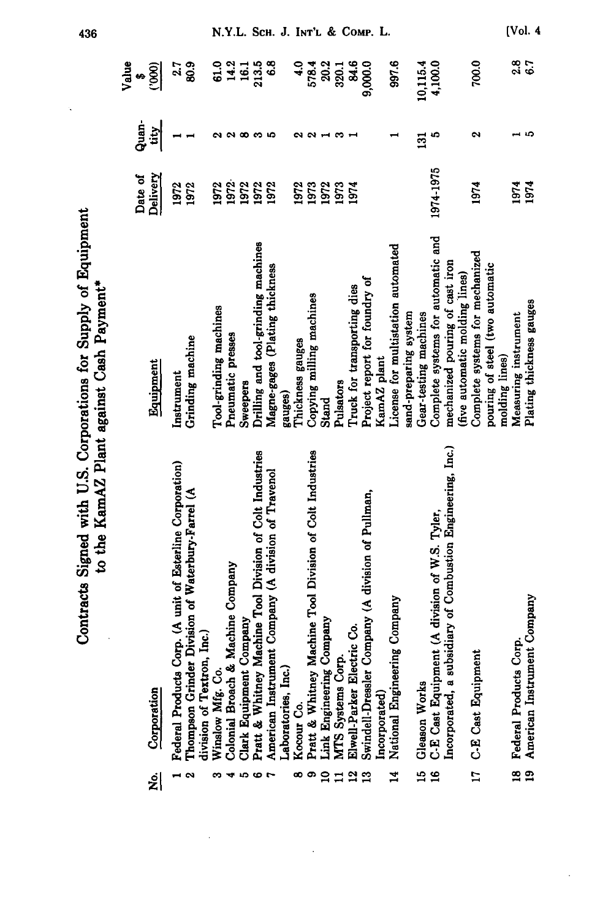## Contracts Signed with U.S. Corporations for Supply of Equipment to the KamAZ Plant against Cash Payment*

| No. | Corporation | Equipment | Date of Delivery | Quantity | Value $ ('000) |
|---|---|---|---|---|---|
| 1 | Federal Products Corp. (A unit of Esterline Corporation) | Instrument | 1972 | 1 | 2.7 |
| 2 | Thompson Grinder Division of Waterbury-Farrel (A division of Textron, Inc.) | Grinding machine | 1972 | 1 | 80.9 |
| 3 | Winslow Mfg. Co. | Tool-grinding machines | 1972 | 2 | 61.0 |
| 4 | Colonial Broach & Machine Company | Pneumatic presses | 1972 | 2 | 14.2 |
| 5 | Clark Equipment Company | Sweepers | 1972 | 8 | 16.1 |
| 6 | Pratt & Whitney Machine Tool Division of Colt Industries | Drilling and tool-grinding machines | 1972 | 3 | 213.5 |
| 7 | American Instrument Company (A division of Travenol Laboratories, Inc.) | Magne-gages (Plating thickness gauges) | 1972 | 5 | 6.8 |
| 8 | Kocour Co. | Thickness gauges | 1972 | 2 | 4.0 |
| 9 | Pratt & Whitney Machine Tool Division of Colt Industries | Copying milling machines | 1973 | 2 | 578.4 |
| 10 | Link Engineering Company | Stand | 1972 | 1 | 20.2 |
| 11 | MTS Systems Corp. | Pulsators | 1973 | 3 | 320.1 |
| 12 | Elwell-Parker Electric Co. | Truck for transporting dies | 1974 | 1 | 84.6 |
| 13 | Swindell-Dressler Company (A division of Pullman, Incorporated) | Project report for foundry of KamAZ plant | | | 9,000.0 |
| 14 | National Engineering Company | License for multistation automated sand-preparing system | | 1 | 997.6 |
| 15 | Gleason Works | Gear-testing machines | | 131 | 10,115.4 |
| 16 | C-E Cast Equipment (A division of W.S. Tyler, Incorporated, a subsidiary of Combustion Engineering, Inc.) | Complete systems for automatic and mechanized pouring of cast iron (five automatic molding lines) | 1974-1975 | 5 | 4,100.0 |
| 17 | C-E Cast Equipment | Complete systems for mechanized pouring of steel (two automatic molding lines) | 1974 | 2 | 700.0 |
| 18 | Federal Products Corp. | Measuring instrument | 1974 | 1 | 2.8 |
| 19 | American Instrument Company | Plating thickness gauges | 1974 | 5 | 6.7 |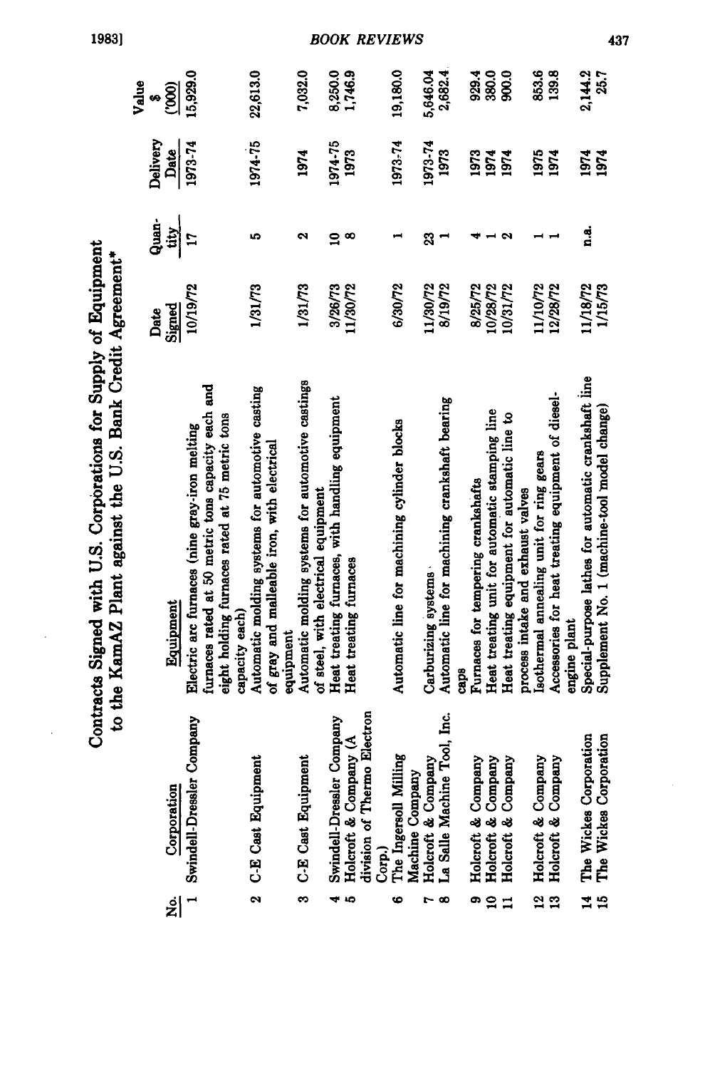## Contracts Signed with U.S. Corporations for Supply of Equipment to the KamAZ Plant against the U.S. Bank Credit Agreement*

| No. | Corporation | Equipment | Date Signed | Quantity | Delivery Date | Value $ ('000) |
|---|---|---|---|---|---|---|
| 1 | Swindell-Dressler Company | Electric arc furnaces (nine gray-iron melting furnaces rated at 50 metric tons capacity each and eight holding furnaces rated at 75 metric tons capacity each) | 10/19/72 | 17 | 1973-74 | 15,929.0 |
| 2 | C-E Cast Equipment | Automatic molding systems for automotive casting of gray and malleable iron, with electrical equipment | 1/31/73 | 5 | 1974-75 | 22,613.0 |
| 3 | C-E Cast Equipment | Automatic molding systems for automotive castings of steel, with electrical equipment | 1/31/73 | 2 | 1974 | 7,032.0 |
| 4 | Swindell-Dressler Company | Heat treating furnaces, with handling equipment | 3/26/73 | 10 | 1974-75 | 8,250.0 |
| 5 | Holcroft & Company (A division of Thermo Electron Corp.) | Heat treating furnaces | 11/30/72 | 8 | 1973 | 1,746.9 |
| 6 | The Ingersoll Milling Machine Company | Automatic line for machining cylinder blocks | 6/30/72 | 1 | 1973-74 | 19,180.0 |
| 7 | Holcroft & Company | Carburizing systems | 11/30/72 | 23 | 1973-74 | 5,646.04 |
| 8 | La Salle Machine Tool, Inc. | Automatic line for machining crankshaft bearing caps | 8/19/72 | 1 | 1973 | 2,682.4 |
| 9 | Holcroft & Company | Furnaces for tempering crankshafts | 8/25/72 | 4 | 1973 | 929.4 |
| 10 | Holcroft & Company | Heat treating unit for automatic stamping line | 10/28/72 | 1 | 1974 | 380.0 |
| 11 | Holcroft & Company | Heat treating equipment for automatic line to process intake and exhaust valves | 10/31/72 | 2 | 1974 | 900.0 |
| 12 | Holcroft & Company | Isothermal annealing unit for ring gears | 11/10/72 | 1 | 1975 | 853.6 |
| 13 | Holcroft & Company | Accessories for heat treating equipment of diesel-engine plant | 12/28/72 | 1 | 1974 | 139.8 |
| 14 | The Wickes Corporation | Special-purpose lathes for automatic crankshaft line | 11/18/72 | n.a. | 1974 | 2,144.2 |
| 15 | The Wickes Corporation | Supplement No. 1 (machine-tool model change) | 1/15/73 | | 1974 | 25.7 |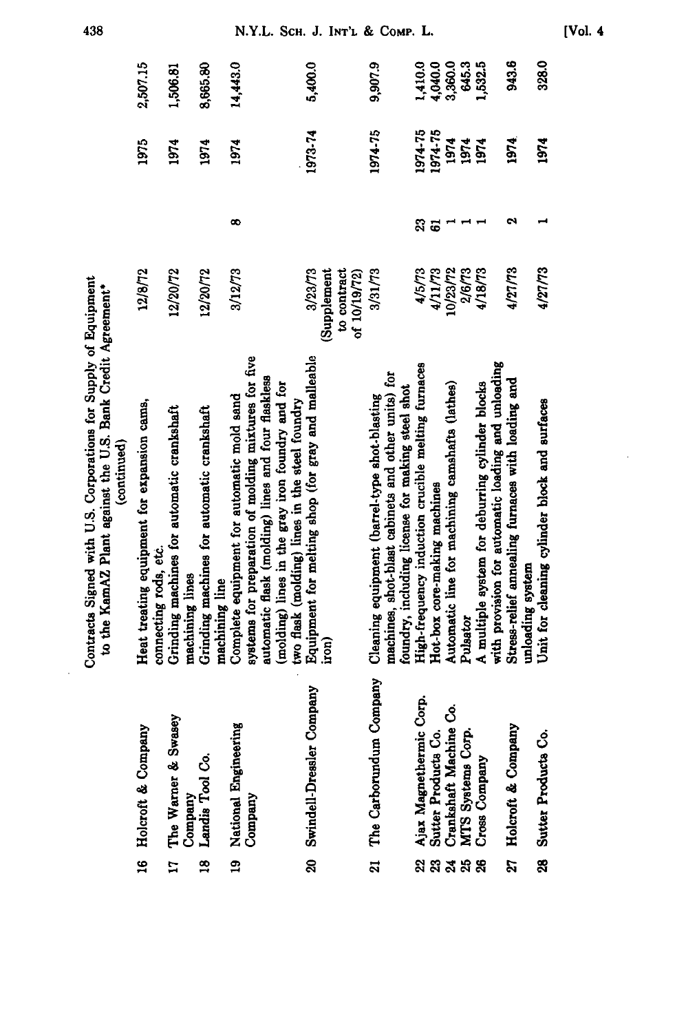Contracts Signed with U.S. Corporations for Supply of Equipment to the KamAZ Plant against the U.S. Bank Credit Agreement*
(continued)

| | | | | | | |
|---|---|---|---|---|---|---|
| 16 | Holcroft & Company | Heat treating equipment for expansion cams, connecting rods, etc. | 12/8/72 | | 1975 | 2,507.15 |
| 17 | The Warner & Swasey Company | Grinding machines for automatic crankshaft machining lines | 12/20/72 | | 1974 | 1,506.81 |
| 18 | Landis Tool Co. | Grinding machines for automatic crankshaft machining line | 12/20/72 | | 1974 | 8,665.80 |
| 19 | National Engineering Company | Complete equipment for automatic mold sand systems for preparation of molding mixtures for five automatic flask (molding) lines and four flaskless (molding) lines in the gray iron foundry and for two flask (molding) lines in the steel foundry | 3/12/73 | 8 | 1974 | 14,443.0 |
| 20 | Swindell-Dressler Company | Equipment for melting shop (for gray and malleable iron) | 3/23/73 (Supplement to contract of 10/19/72) | | 1973-74 | 5,400.0 |
| 21 | The Carborundum Company | Cleaning equipment (barrel-type shot-blasting machines, shot-blast cabinets and other units) for foundry, including license for making steel shot | 3/31/73 | | 1974-75 | 9,907.9 |
| 22 | Ajax Magnethermic Corp. | High-frequency induction crucible melting furnaces | 4/5/73 | 23 | 1974-75 | 1,410.0 |
| 23 | Sutter Products Co. | Hot-box core-making machines | 4/11/73 | 61 | 1974-75 | 4,040.0 |
| 24 | Crankshaft Machine Co. | Automatic line for machining camshafts (lathes) | 10/23/72 | 1 | 1974 | 3,360.0 |
| 25 | MTS Systems Corp. | Pulsator | 2/6/73 | 1 | 1974 | 645.3 |
| 26 | Cross Company | A multiple system for deburring cylinder blocks with provision for automatic loading and unloading | 4/18/73 | 1 | 1974 | 1,532.5 |
| 27 | Holcroft & Company | Stress-relief annealing furnaces with loading and unloading system | 4/27/73 | 2 | 1974 | 943.6 |
| 28 | Sutter Products Co. | Unit for cleaning cylinder block and surfaces | 4/27/73 | 1 | 1974 | 328.0 |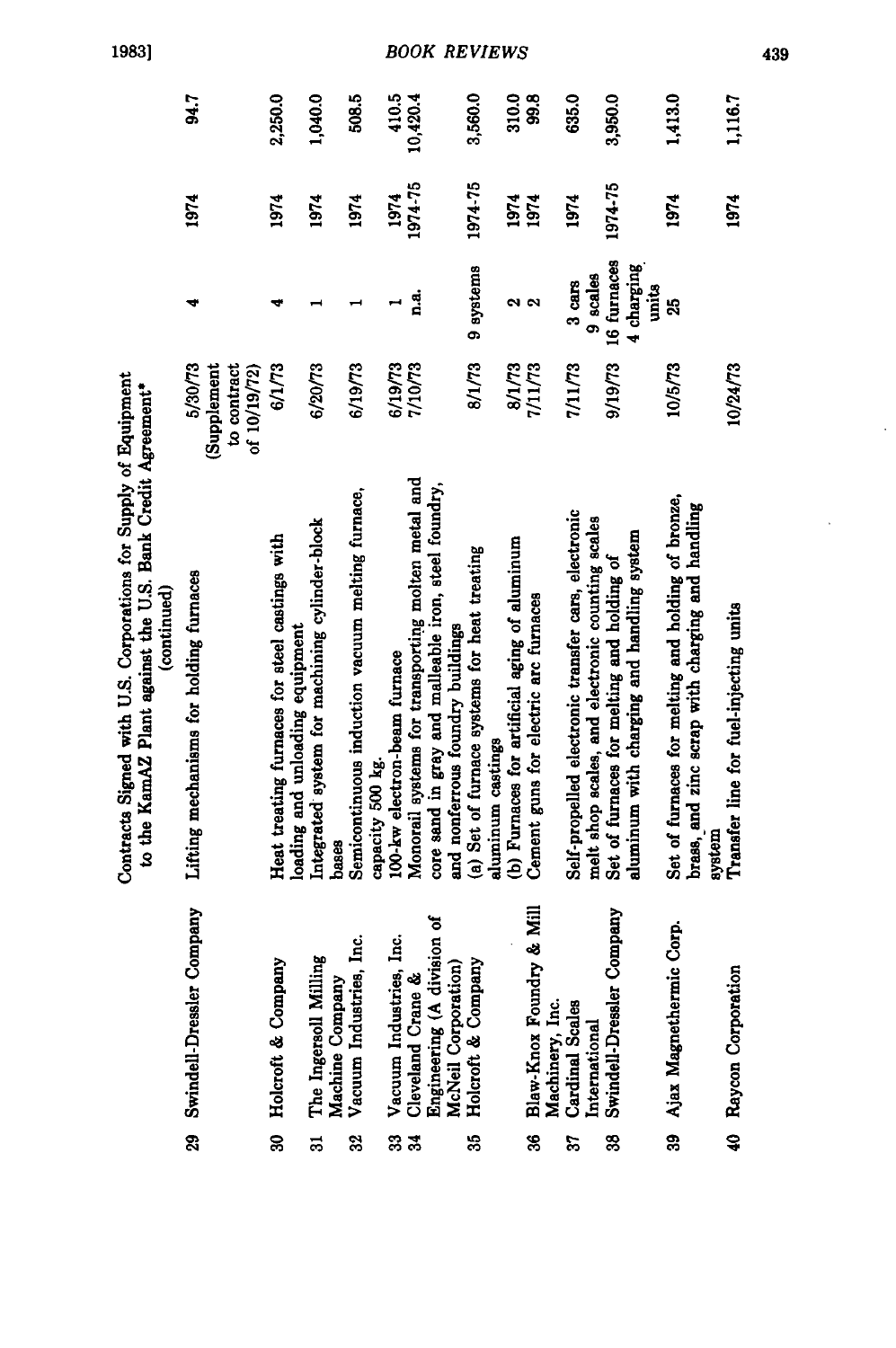Contracts Signed with U.S. Corporations for Supply of Equipment to the KamAZ Plant against the U.S. Bank Credit Agreement* (continued)

| | | | | | | |
|---|---|---|---|---|---|---|
| 29 | Swindell-Dressler Company | Lifting mechanisms for holding furnaces | 5/30/73 (Supplement to contract of 10/19/72) | 4 | 1974 | 94.7 |
| 30 | Holcroft & Company | Heat treating furnaces for steel castings with loading and unloading equipment | 6/1/73 | 4 | 1974 | 2,250.0 |
| 31 | The Ingersoll Milling Machine Company | Integrated system for machining cylinder-block bases | 6/20/73 | 1 | 1974 | 1,040.0 |
| 32 | Vacuum Industries, Inc. | Semicontinuous induction vacuum melting furnace, capacity 500 kg. | 6/19/73 | 1 | 1974 | 508.5 |
| 33 | Vacuum Industries, Inc. | 100-kw electron-beam furnace | 6/19/73 | 1 | 1974 | 410.5 |
| 34 | Cleveland Crane & Engineering (A division of McNeil Corporation) | Monorail systems for transporting molten metal and core sand in gray and malleable iron, steel foundry, and nonferrous foundry buildings | 7/10/73 | n.a. | 1974-75 | 10,420.4 |
| 35 | Holcroft & Company | (a) Set of furnace systems for heat treating aluminum castings | 8/1/73 | 9 systems | 1974-75 | 3,560.0 |
| | | (b) Furnaces for artificial aging of aluminum | 8/1/73 | 2 | 1974 | 310.0 |
| 36 | Blaw-Knox Foundry & Mill Machinery, Inc. | Cement guns for electric arc furnaces | 7/11/73 | 2 | 1974 | 99.8 |
| 37 | Cardinal Scales International | Self-propelled electronic transfer cars, electronic melt shop scales, and electronic counting scales | 7/11/73 | 3 cars 9 scales | 1974 | 635.0 |
| 38 | Swindell-Dressler Company | Set of furnaces for melting and holding of aluminum with charging and handling system | 9/19/73 | 16 furnaces 4 charging units | 1974-75 | 3,950.0 |
| 39 | Ajax Magnethermic Corp. | Set of furnaces for melting and holding of bronze, brass, and zinc scrap with charging and handling system | 10/5/73 | 25 | 1974 | 1,413.0 |
| 40 | Raycon Corporation | Transfer line for fuel-injecting units | 10/24/73 | | 1974 | 1,116.7 |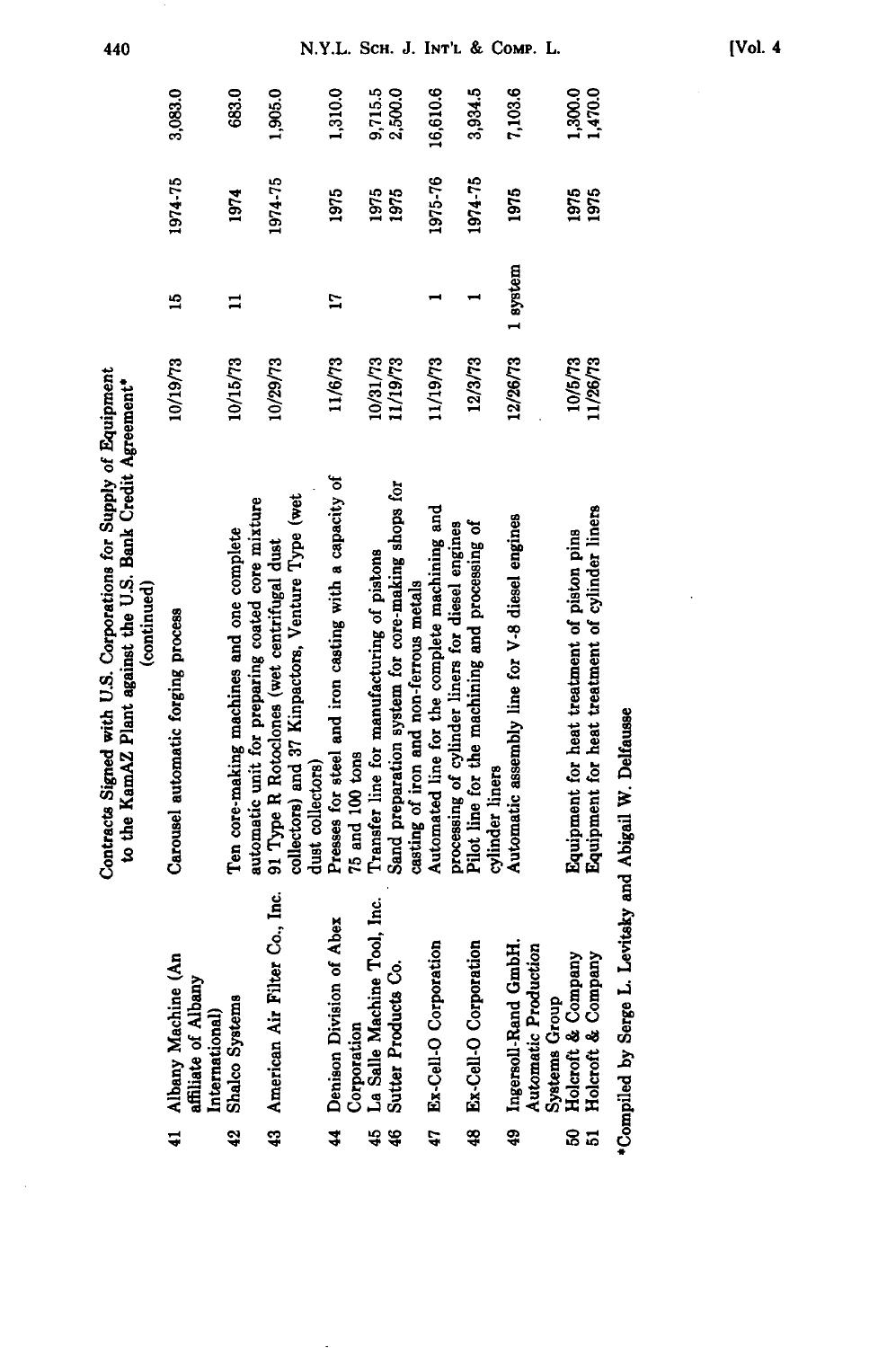Contracts Signed with U.S. Corporations for Supply of Equipment to the KamAZ Plant against the U.S. Bank Credit Agreement* (continued)

| | | | | | | |
|---|---|---|---|---|---|---|
| 41 | Albany Machine (An affiliate of Albany International) | Carousel automatic forging process | 10/19/73 | 15 | 1974-75 | 3,083.0 |
| 42 | Shalco Systems | Ten core-making machines and one complete automatic unit for preparing coated core mixture | 10/15/73 | 11 | 1974 | 683.0 |
| 43 | American Air Filter Co., Inc. | 91 Type R Rotoclones (wet centrifugal dust collectors) and 37 Kinpactors, Venture Type (wet dust collectors) | 10/29/73 | | 1974-75 | 1,905.0 |
| 44 | Denison Division of Abex Corporation | Presses for steel and iron casting with a capacity of 75 and 100 tons | 11/6/73 | 17 | 1975 | 1,310.0 |
| 45 | La Salle Machine Tool, Inc. | Transfer line for manufacturing of pistons | 10/31/73 | | 1975 | 9,715.5 |
| 46 | Sutter Products Co. | Sand preparation system for core-making shops for casting of iron and non-ferrous metals | 11/19/73 | | 1975 | 2,500.0 |
| 47 | Ex-Cell-O Corporation | Automated line for the complete machining and processing of cylinder liners for diesel engines | 11/19/73 | 1 | 1975-76 | 16,610.6 |
| 48 | Ex-Cell-O Corporation | Pilot line for the machining and processing of cylinder liners | 12/3/73 | 1 | 1974-75 | 3,934.5 |
| 49 | Ingersoll-Rand GmbH. Automatic Production Systems Group | Automatic assembly line for V-8 diesel engines | 12/26/73 | 1 system | 1975 | 7,103.6 |
| 50 | Holcroft & Company | Equipment for heat treatment of piston pins | 10/5/73 | | 1975 | 1,300.0 |
| 51 | Holcroft & Company | Equipment for heat treatment of cylinder liners | 11/26/73 | | 1975 | 1,470.0 |

*Compiled by Serge L. Levitsky and Abigail W. Delfausse